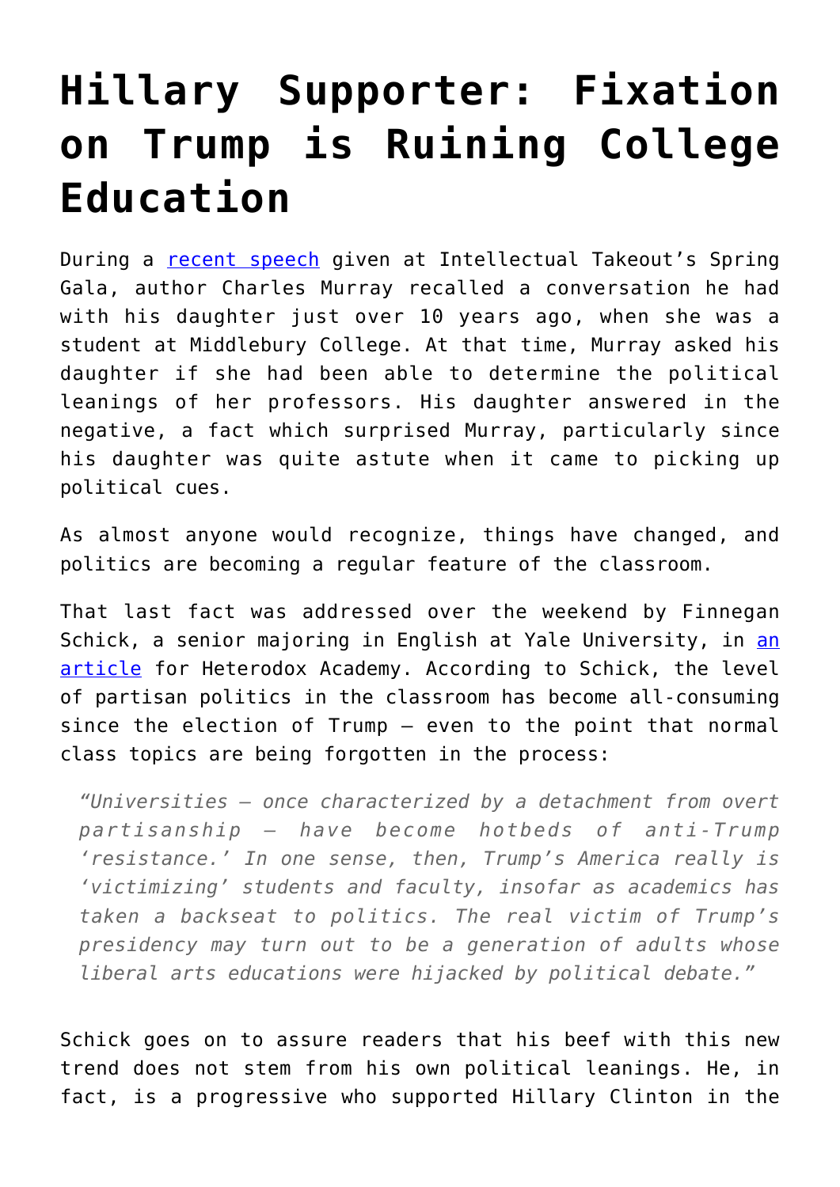# Hillary Supporter: Fixation on Trump is Ruining College Education

During a [recent speech] given at Intellectual Takeout's Spring Gala, author Charles Murray recalled a conversation he had with his daughter just over 10 years ago, when she was a student at Middlebury College. At that time, Murray asked his daughter if she had been able to determine the political leanings of her professors. His daughter answered in the negative, a fact which surprised Murray, particularly since his daughter was quite astute when it came to picking up political cues.

As almost anyone would recognize, things have changed, and politics are becoming a regular feature of the classroom.

That last fact was addressed over the weekend by Finnegan Schick, a senior majoring in English at Yale University, in [an article] for Heterodox Academy. According to Schick, the level of partisan politics in the classroom has become all-consuming since the election of Trump – even to the point that normal class topics are being forgotten in the process:

> *"Universities – once characterized by a detachment from overt partisanship – have become hotbeds of anti-Trump 'resistance.' In one sense, then, Trump's America really is 'victimizing' students and faculty, insofar as academics has taken a backseat to politics. The real victim of Trump's presidency may turn out to be a generation of adults whose liberal arts educations were hijacked by political debate."*

Schick goes on to assure readers that his beef with this new trend does not stem from his own political leanings. He, in fact, is a progressive who supported Hillary Clinton in the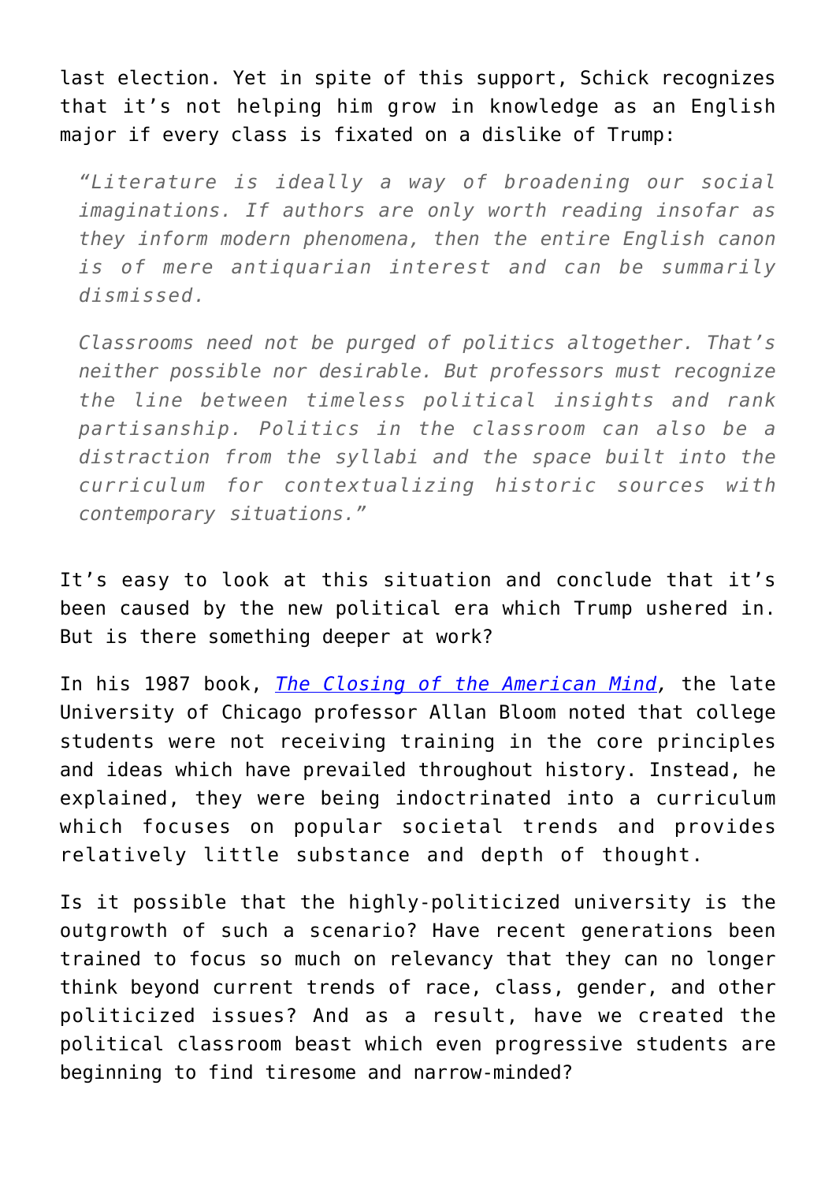last election. Yet in spite of this support, Schick recognizes that it's not helping him grow in knowledge as an English major if every class is fixated on a dislike of Trump:

> *"Literature is ideally a way of broadening our social imaginations. If authors are only worth reading insofar as they inform modern phenomena, then the entire English canon is of mere antiquarian interest and can be summarily dismissed.*
>
> *Classrooms need not be purged of politics altogether. That's neither possible nor desirable. But professors must recognize the line between timeless political insights and rank partisanship. Politics in the classroom can also be a distraction from the syllabi and the space built into the curriculum for contextualizing historic sources with contemporary situations."*

It's easy to look at this situation and conclude that it's been caused by the new political era which Trump ushered in. But is there something deeper at work?

In his 1987 book, *The Closing of the American Mind*, the late University of Chicago professor Allan Bloom noted that college students were not receiving training in the core principles and ideas which have prevailed throughout history. Instead, he explained, they were being indoctrinated into a curriculum which focuses on popular societal trends and provides relatively little substance and depth of thought.

Is it possible that the highly-politicized university is the outgrowth of such a scenario? Have recent generations been trained to focus so much on relevancy that they can no longer think beyond current trends of race, class, gender, and other politicized issues? And as a result, have we created the political classroom beast which even progressive students are beginning to find tiresome and narrow-minded?